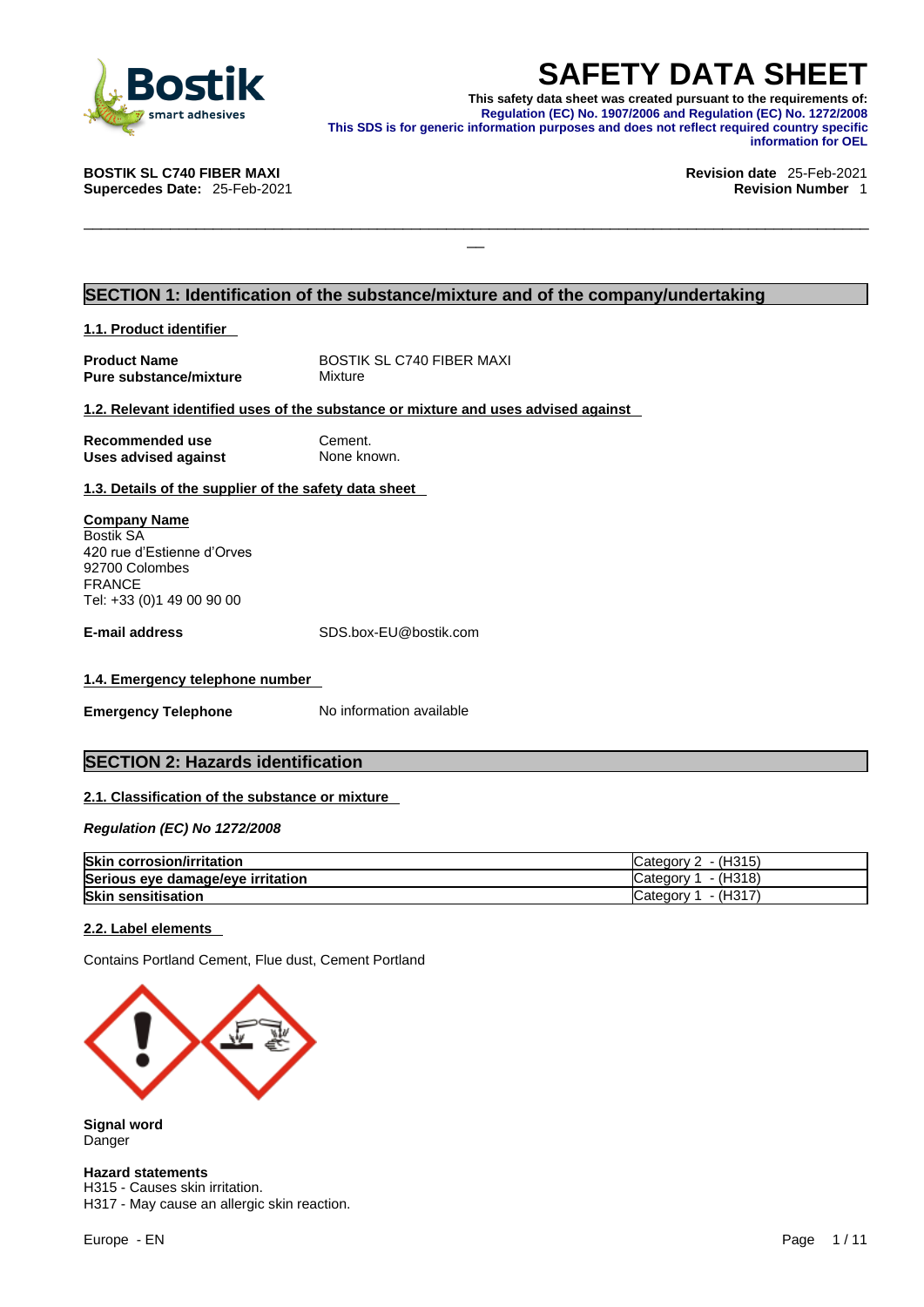# SAFETY DATA SHEET

**This safety data sheet was created pursuant to the requirements of:**
**Regulation (EC) No. 1907/2006 and Regulation (EC) No. 1272/2008**
**This SDS is for generic information purposes and does not reflect required country specific information for OEL**

**BOSTIK SL C740 FIBER MAXI**
**Supercedes Date:** 25-Feb-2021

**Revision date** 25-Feb-2021
**Revision Number** 1

## SECTION 1: Identification of the substance/mixture and of the company/undertaking

### 1.1. Product identifier

**Product Name** BOSTIK SL C740 FIBER MAXI
**Pure substance/mixture** Mixture

### 1.2. Relevant identified uses of the substance or mixture and uses advised against

**Recommended use** Cement.
**Uses advised against** None known.

### 1.3. Details of the supplier of the safety data sheet

**Company Name**
Bostik SA
420 rue d'Estienne d'Orves
92700 Colombes
FRANCE
Tel: +33 (0)1 49 00 90 00

**E-mail address** SDS.box-EU@bostik.com

### 1.4. Emergency telephone number

**Emergency Telephone** No information available

## SECTION 2: Hazards identification

### 2.1. Classification of the substance or mixture

***Regulation (EC) No 1272/2008***

| | |
|---|---|
| **Skin corrosion/irritation** | Category 2 - (H315) |
| **Serious eye damage/eye irritation** | Category 1 - (H318) |
| **Skin sensitisation** | Category 1 - (H317) |

### 2.2. Label elements

Contains Portland Cement, Flue dust, Cement Portland

**Signal word**
Danger

**Hazard statements**
H315 - Causes skin irritation.
H317 - May cause an allergic skin reaction.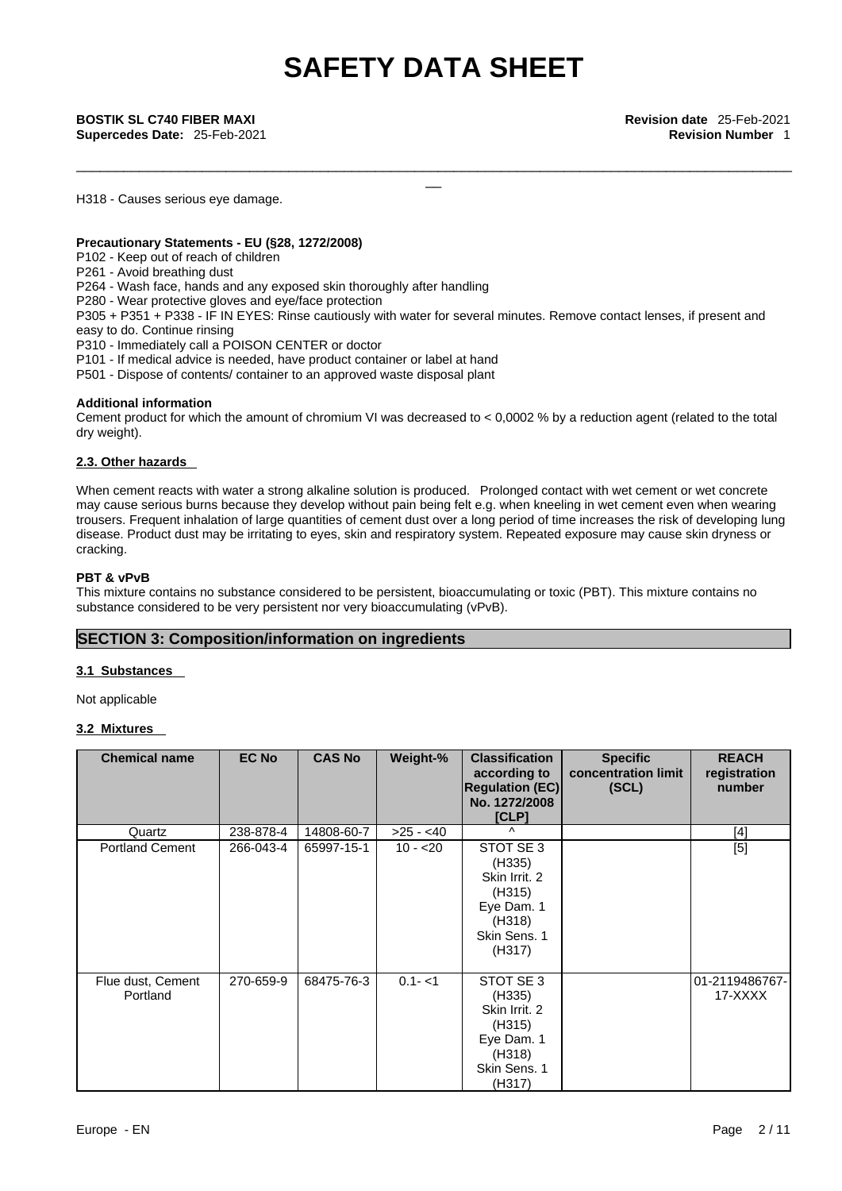H318 - Causes serious eye damage.

**Precautionary Statements - EU (§28, 1272/2008)**

P102 - Keep out of reach of children
P261 - Avoid breathing dust
P264 - Wash face, hands and any exposed skin thoroughly after handling
P280 - Wear protective gloves and eye/face protection
P305 + P351 + P338 - IF IN EYES: Rinse cautiously with water for several minutes. Remove contact lenses, if present and easy to do. Continue rinsing
P310 - Immediately call a POISON CENTER or doctor
P101 - If medical advice is needed, have product container or label at hand
P501 - Dispose of contents/ container to an approved waste disposal plant

**Additional information**

Cement product for which the amount of chromium VI was decreased to < 0,0002 % by a reduction agent (related to the total dry weight).

### 2.3. Other hazards

When cement reacts with water a strong alkaline solution is produced. Prolonged contact with wet cement or wet concrete may cause serious burns because they develop without pain being felt e.g. when kneeling in wet cement even when wearing trousers. Frequent inhalation of large quantities of cement dust over a long period of time increases the risk of developing lung disease. Product dust may be irritating to eyes, skin and respiratory system. Repeated exposure may cause skin dryness or cracking.

**PBT & vPvB**

This mixture contains no substance considered to be persistent, bioaccumulating or toxic (PBT). This mixture contains no substance considered to be very persistent nor very bioaccumulating (vPvB).

## SECTION 3: Composition/information on ingredients

### 3.1 Substances

Not applicable

### 3.2 Mixtures

| Chemical name | EC No | CAS No | Weight-% | Classification according to Regulation (EC) No. 1272/2008 [CLP] | Specific concentration limit (SCL) | REACH registration number |
|---|---|---|---|---|---|---|
| Quartz | 238-878-4 | 14808-60-7 | >25 - <40 | ^ | | [4] |
| Portland Cement | 266-043-4 | 65997-15-1 | 10 - <20 | STOT SE 3 (H335) Skin Irrit. 2 (H315) Eye Dam. 1 (H318) Skin Sens. 1 (H317) | | [5] |
| Flue dust, Cement Portland | 270-659-9 | 68475-76-3 | 0.1- <1 | STOT SE 3 (H335) Skin Irrit. 2 (H315) Eye Dam. 1 (H318) Skin Sens. 1 (H317) | | 01-2119486767-17-XXXX |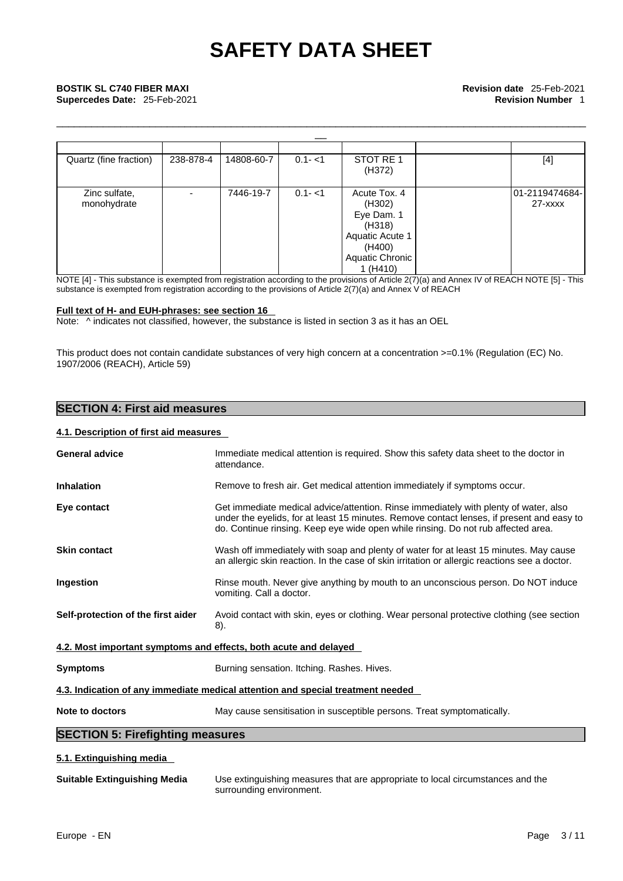| | | | | | | |
|---|---|---|---|---|---|---|
| Quartz (fine fraction) | 238-878-4 | 14808-60-7 | 0.1- <1 | STOT RE 1 (H372) | | [4] |
| Zinc sulfate, monohydrate | - | 7446-19-7 | 0.1- <1 | Acute Tox. 4 (H302) Eye Dam. 1 (H318) Aquatic Acute 1 (H400) Aquatic Chronic 1 (H410) | | 01-2119474684-27-xxxx |

NOTE [4] - This substance is exempted from registration according to the provisions of Article 2(7)(a) and Annex IV of REACH NOTE [5] - This substance is exempted from registration according to the provisions of Article 2(7)(a) and Annex V of REACH

**Full text of H- and EUH-phrases: see section 16**

Note: ^ indicates not classified, however, the substance is listed in section 3 as it has an OEL

This product does not contain candidate substances of very high concern at a concentration >=0.1% (Regulation (EC) No. 1907/2006 (REACH), Article 59)

## SECTION 4: First aid measures

### 4.1. Description of first aid measures

**General advice**: Immediate medical attention is required. Show this safety data sheet to the doctor in attendance.

**Inhalation**: Remove to fresh air. Get medical attention immediately if symptoms occur.

**Eye contact**: Get immediate medical advice/attention. Rinse immediately with plenty of water, also under the eyelids, for at least 15 minutes. Remove contact lenses, if present and easy to do. Continue rinsing. Keep eye wide open while rinsing. Do not rub affected area.

**Skin contact**: Wash off immediately with soap and plenty of water for at least 15 minutes. May cause an allergic skin reaction. In the case of skin irritation or allergic reactions see a doctor.

**Ingestion**: Rinse mouth. Never give anything by mouth to an unconscious person. Do NOT induce vomiting. Call a doctor.

**Self-protection of the first aider**: Avoid contact with skin, eyes or clothing. Wear personal protective clothing (see section 8).

### 4.2. Most important symptoms and effects, both acute and delayed

**Symptoms**: Burning sensation. Itching. Rashes. Hives.

### 4.3. Indication of any immediate medical attention and special treatment needed

**Note to doctors**: May cause sensitisation in susceptible persons. Treat symptomatically.

## SECTION 5: Firefighting measures

### 5.1. Extinguishing media

**Suitable Extinguishing Media**: Use extinguishing measures that are appropriate to local circumstances and the surrounding environment.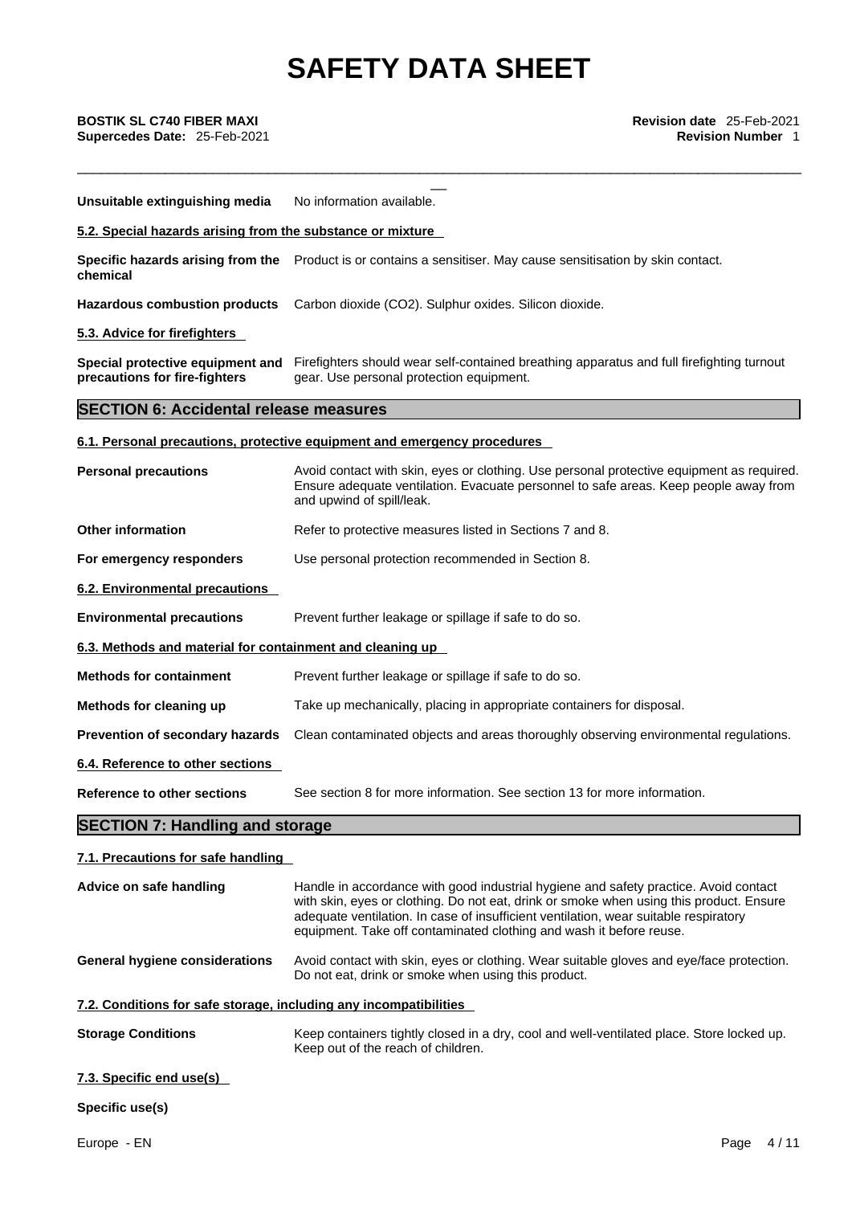| | |
|---|---|
| **Unsuitable extinguishing media** | No information available. |

**5.2. Special hazards arising from the substance or mixture**

| | |
|---|---|
| **Specific hazards arising from the chemical** | Product is or contains a sensitiser. May cause sensitisation by skin contact. |
| **Hazardous combustion products** | Carbon dioxide ($CO_2$). Sulphur oxides. Silicon dioxide. |

**5.3. Advice for firefighters**

| | |
|---|---|
| **Special protective equipment and precautions for fire-fighters** | Firefighters should wear self-contained breathing apparatus and full firefighting turnout gear. Use personal protection equipment. |

## SECTION 6: Accidental release measures

**6.1. Personal precautions, protective equipment and emergency procedures**

| | |
|---|---|
| **Personal precautions** | Avoid contact with skin, eyes or clothing. Use personal protective equipment as required. Ensure adequate ventilation. Evacuate personnel to safe areas. Keep people away from and upwind of spill/leak. |
| **Other information** | Refer to protective measures listed in Sections 7 and 8. |
| **For emergency responders** | Use personal protection recommended in Section 8. |

**6.2. Environmental precautions**

| | |
|---|---|
| **Environmental precautions** | Prevent further leakage or spillage if safe to do so. |

**6.3. Methods and material for containment and cleaning up**

| | |
|---|---|
| **Methods for containment** | Prevent further leakage or spillage if safe to do so. |
| **Methods for cleaning up** | Take up mechanically, placing in appropriate containers for disposal. |
| **Prevention of secondary hazards** | Clean contaminated objects and areas thoroughly observing environmental regulations. |

**6.4. Reference to other sections**

| | |
|---|---|
| **Reference to other sections** | See section 8 for more information. See section 13 for more information. |

## SECTION 7: Handling and storage

**7.1. Precautions for safe handling**

| | |
|---|---|
| **Advice on safe handling** | Handle in accordance with good industrial hygiene and safety practice. Avoid contact with skin, eyes or clothing. Do not eat, drink or smoke when using this product. Ensure adequate ventilation. In case of insufficient ventilation, wear suitable respiratory equipment. Take off contaminated clothing and wash it before reuse. |
| **General hygiene considerations** | Avoid contact with skin, eyes or clothing. Wear suitable gloves and eye/face protection. Do not eat, drink or smoke when using this product. |

**7.2. Conditions for safe storage, including any incompatibilities**

| | |
|---|---|
| **Storage Conditions** | Keep containers tightly closed in a dry, cool and well-ventilated place. Store locked up. Keep out of the reach of children. |

**7.3. Specific end use(s)**

**Specific use(s)**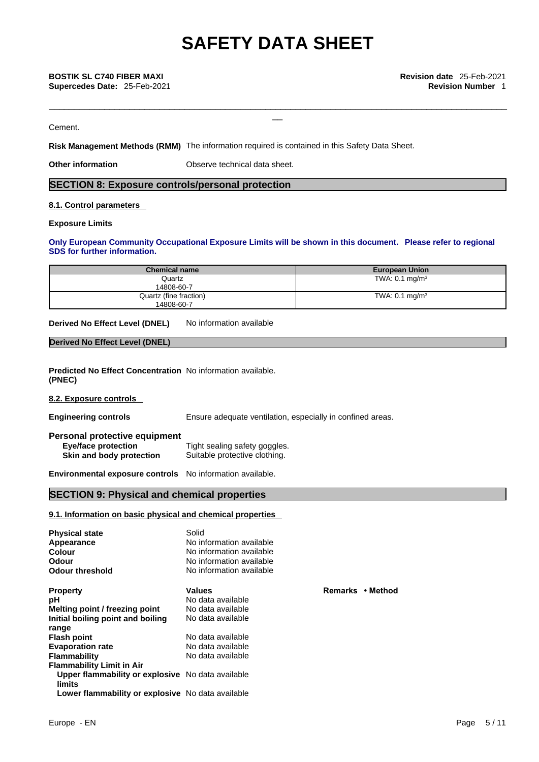Cement.

**Risk Management Methods (RMM)** The information required is contained in this Safety Data Sheet.

**Other information** Observe technical data sheet.

## SECTION 8: Exposure controls/personal protection

### 8.1. Control parameters

**Exposure Limits**

**Only European Community Occupational Exposure Limits will be shown in this document. Please refer to regional SDS for further information.**

| Chemical name | European Union |
|---|---|
| Quartz 14808-60-7 | TWA: 0.1 mg/m³ |
| Quartz (fine fraction) 14808-60-7 | TWA: 0.1 mg/m³ |

**Derived No Effect Level (DNEL)** No information available

**Derived No Effect Level (DNEL)**

**Predicted No Effect Concentration (PNEC)** No information available.

### 8.2. Exposure controls

**Engineering controls** Ensure adequate ventilation, especially in confined areas.

**Personal protective equipment**
**Eye/face protection** Tight sealing safety goggles.
**Skin and body protection** Suitable protective clothing.

**Environmental exposure controls** No information available.

## SECTION 9: Physical and chemical properties

### 9.1. Information on basic physical and chemical properties

| | |
|---|---|
| **Physical state** | Solid |
| **Appearance** | No information available |
| **Colour** | No information available |
| **Odour** | No information available |
| **Odour threshold** | No information available |

| **Property** | **Values** | **Remarks • Method** |
|---|---|---|
| **pH** | No data available | |
| **Melting point / freezing point** | No data available | |
| **Initial boiling point and boiling range** | No data available | |
| **Flash point** | No data available | |
| **Evaporation rate** | No data available | |
| **Flammability** | No data available | |
| **Flammability Limit in Air** | | |
| **Upper flammability or explosive limits** | No data available | |
| **Lower flammability or explosive** | No data available | |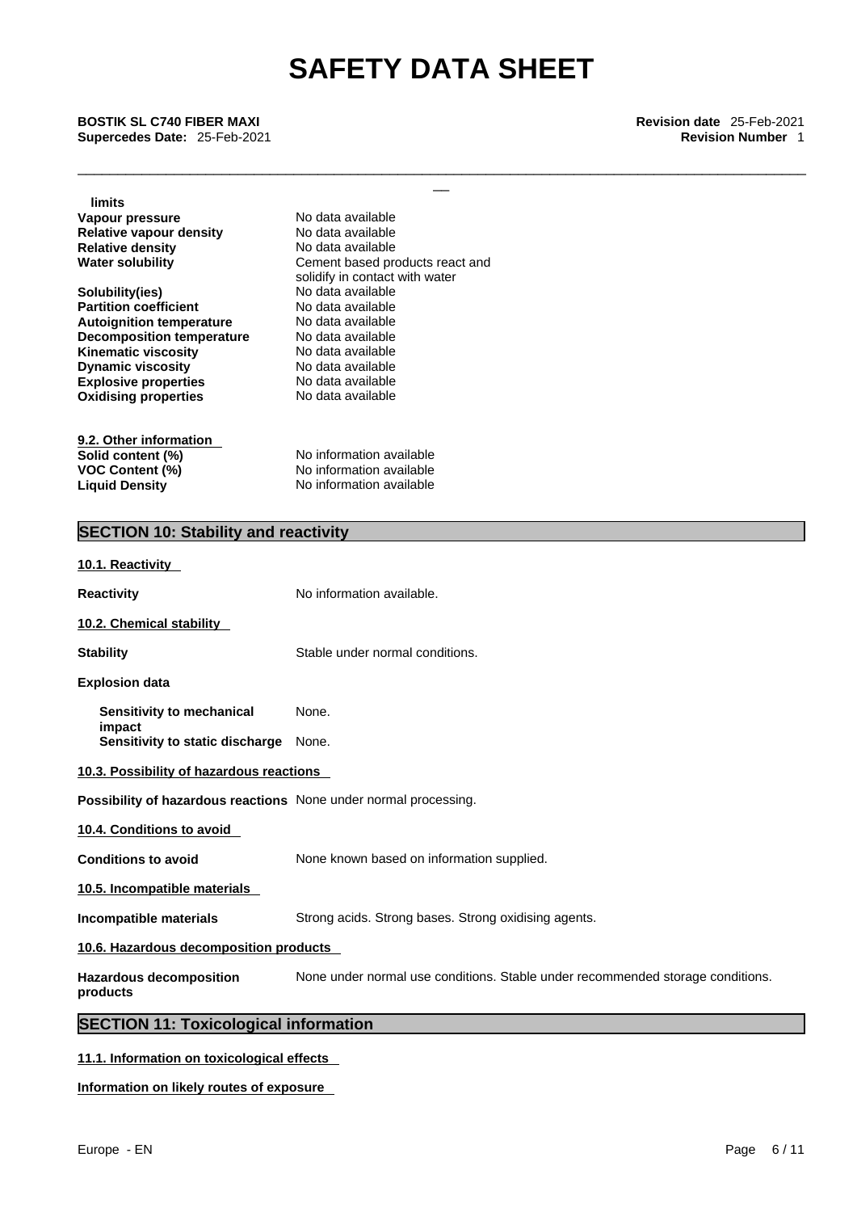| | |
|---|---|
| **limits** | |
| **Vapour pressure** | No data available |
| **Relative vapour density** | No data available |
| **Relative density** | No data available |
| **Water solubility** | Cement based products react and solidify in contact with water |
| **Solubility(ies)** | No data available |
| **Partition coefficient** | No data available |
| **Autoignition temperature** | No data available |
| **Decomposition temperature** | No data available |
| **Kinematic viscosity** | No data available |
| **Dynamic viscosity** | No data available |
| **Explosive properties** | No data available |
| **Oxidising properties** | No data available |

**9.2. Other information**

| | |
|---|---|
| **Solid content (%)** | No information available |
| **VOC Content (%)** | No information available |
| **Liquid Density** | No information available |

## SECTION 10: Stability and reactivity

**10.1. Reactivity**

**Reactivity** No information available.

**10.2. Chemical stability**

**Stability** Stable under normal conditions.

**Explosion data**

**Sensitivity to mechanical impact** None.

**Sensitivity to static discharge** None.

**10.3. Possibility of hazardous reactions**

**Possibility of hazardous reactions** None under normal processing.

**10.4. Conditions to avoid**

**Conditions to avoid** None known based on information supplied.

**10.5. Incompatible materials**

**Incompatible materials** Strong acids. Strong bases. Strong oxidising agents.

**10.6. Hazardous decomposition products**

**Hazardous decomposition products** None under normal use conditions. Stable under recommended storage conditions.

## SECTION 11: Toxicological information

**11.1. Information on toxicological effects**

**Information on likely routes of exposure**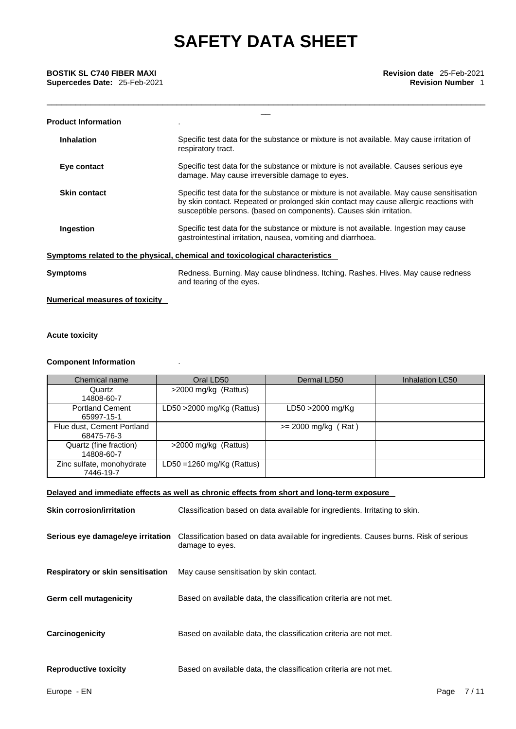**Product Information** .

**Inhalation** Specific test data for the substance or mixture is not available. May cause irritation of respiratory tract.

**Eye contact** Specific test data for the substance or mixture is not available. Causes serious eye damage. May cause irreversible damage to eyes.

**Skin contact** Specific test data for the substance or mixture is not available. May cause sensitisation by skin contact. Repeated or prolonged skin contact may cause allergic reactions with susceptible persons. (based on components). Causes skin irritation.

**Ingestion** Specific test data for the substance or mixture is not available. Ingestion may cause gastrointestinal irritation, nausea, vomiting and diarrhoea.

**Symptoms related to the physical, chemical and toxicological characteristics**

**Symptoms** Redness. Burning. May cause blindness. Itching. Rashes. Hives. May cause redness and tearing of the eyes.

**Numerical measures of toxicity**

**Acute toxicity**

**Component Information** .

| Chemical name | Oral LD50 | Dermal LD50 | Inhalation LC50 |
|---|---|---|---|
| Quartz 14808-60-7 | >2000 mg/kg (Rattus) | | |
| Portland Cement 65997-15-1 | LD50 >2000 mg/Kg (Rattus) | LD50 >2000 mg/Kg | |
| Flue dust, Cement Portland 68475-76-3 | | >= 2000 mg/kg ( Rat ) | |
| Quartz (fine fraction) 14808-60-7 | >2000 mg/kg (Rattus) | | |
| Zinc sulfate, monohydrate 7446-19-7 | LD50 =1260 mg/Kg (Rattus) | | |

**Delayed and immediate effects as well as chronic effects from short and long-term exposure**

**Skin corrosion/irritation** Classification based on data available for ingredients. Irritating to skin.

**Serious eye damage/eye irritation** Classification based on data available for ingredients. Causes burns. Risk of serious damage to eyes.

**Respiratory or skin sensitisation** May cause sensitisation by skin contact.

**Germ cell mutagenicity** Based on available data, the classification criteria are not met.

**Carcinogenicity** Based on available data, the classification criteria are not met.

**Reproductive toxicity** Based on available data, the classification criteria are not met.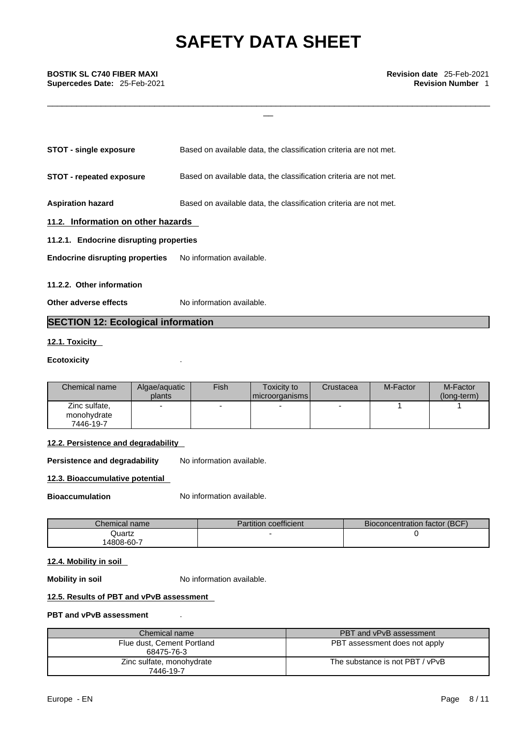**STOT - single exposure** Based on available data, the classification criteria are not met.

**STOT - repeated exposure** Based on available data, the classification criteria are not met.

**Aspiration hazard** Based on available data, the classification criteria are not met.

### 11.2. Information on other hazards

**11.2.1. Endocrine disrupting properties**

**Endocrine disrupting properties** No information available.

**11.2.2. Other information**

**Other adverse effects** No information available.

## SECTION 12: Ecological information

**12.1. Toxicity**

**Ecotoxicity** .

| Chemical name | Algae/aquatic plants | Fish | Toxicity to microorganisms | Crustacea | M-Factor | M-Factor (long-term) |
|---|---|---|---|---|---|---|
| Zinc sulfate, monohydrate 7446-19-7 | - | - | - | - | 1 | 1 |

**12.2. Persistence and degradability**

**Persistence and degradability** No information available.

**12.3. Bioaccumulative potential**

**Bioaccumulation** No information available.

| Chemical name | Partition coefficient | Bioconcentration factor (BCF) |
|---|---|---|
| Quartz 14808-60-7 | - | 0 |

**12.4. Mobility in soil**

**Mobility in soil** No information available.

**12.5. Results of PBT and vPvB assessment**

**PBT and vPvB assessment** .

| Chemical name | PBT and vPvB assessment |
|---|---|
| Flue dust, Cement Portland 68475-76-3 | PBT assessment does not apply |
| Zinc sulfate, monohydrate 7446-19-7 | The substance is not PBT / vPvB |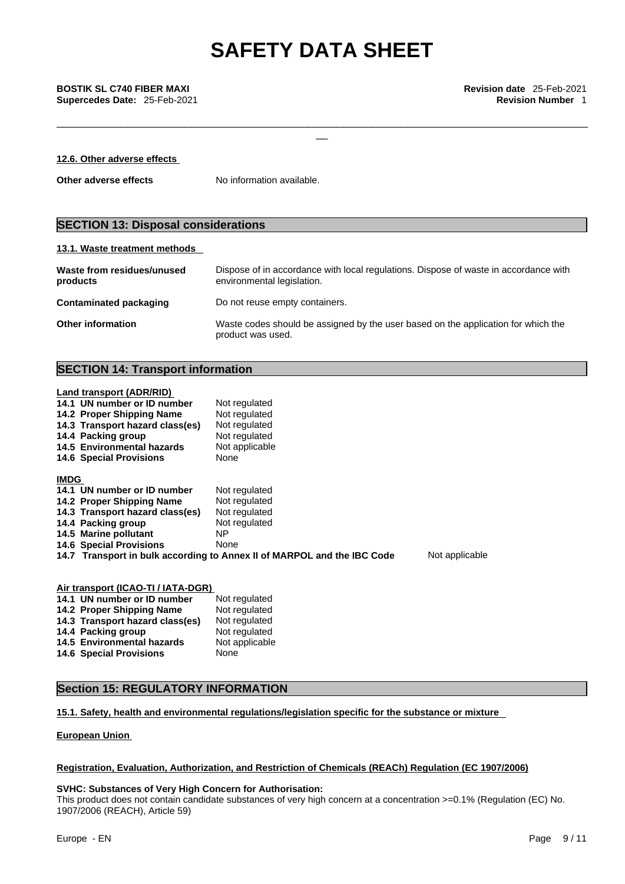### 12.6. Other adverse effects

**Other adverse effects** No information available.

## SECTION 13: Disposal considerations

### 13.1. Waste treatment methods

| | |
|---|---|
| **Waste from residues/unused products** | Dispose of in accordance with local regulations. Dispose of waste in accordance with environmental legislation. |
| **Contaminated packaging** | Do not reuse empty containers. |
| **Other information** | Waste codes should be assigned by the user based on the application for which the product was used. |

## SECTION 14: Transport information

**Land transport (ADR/RID)**

| | |
|---|---|
| **14.1 UN number or ID number** | Not regulated |
| **14.2 Proper Shipping Name** | Not regulated |
| **14.3 Transport hazard class(es)** | Not regulated |
| **14.4 Packing group** | Not regulated |
| **14.5 Environmental hazards** | Not applicable |
| **14.6 Special Provisions** | None |

**IMDG**

| | |
|---|---|
| **14.1 UN number or ID number** | Not regulated |
| **14.2 Proper Shipping Name** | Not regulated |
| **14.3 Transport hazard class(es)** | Not regulated |
| **14.4 Packing group** | Not regulated |
| **14.5 Marine pollutant** | NP |
| **14.6 Special Provisions** | None |
| **14.7 Transport in bulk according to Annex II of MARPOL and the IBC Code** | Not applicable |

**Air transport (ICAO-TI / IATA-DGR)**

| | |
|---|---|
| **14.1 UN number or ID number** | Not regulated |
| **14.2 Proper Shipping Name** | Not regulated |
| **14.3 Transport hazard class(es)** | Not regulated |
| **14.4 Packing group** | Not regulated |
| **14.5 Environmental hazards** | Not applicable |
| **14.6 Special Provisions** | None |

## Section 15: REGULATORY INFORMATION

### 15.1. Safety, health and environmental regulations/legislation specific for the substance or mixture

**European Union**

**Registration, Evaluation, Authorization, and Restriction of Chemicals (REACh) Regulation (EC 1907/2006)**

**SVHC: Substances of Very High Concern for Authorisation:**
This product does not contain candidate substances of very high concern at a concentration >=0.1% (Regulation (EC) No. 1907/2006 (REACH), Article 59)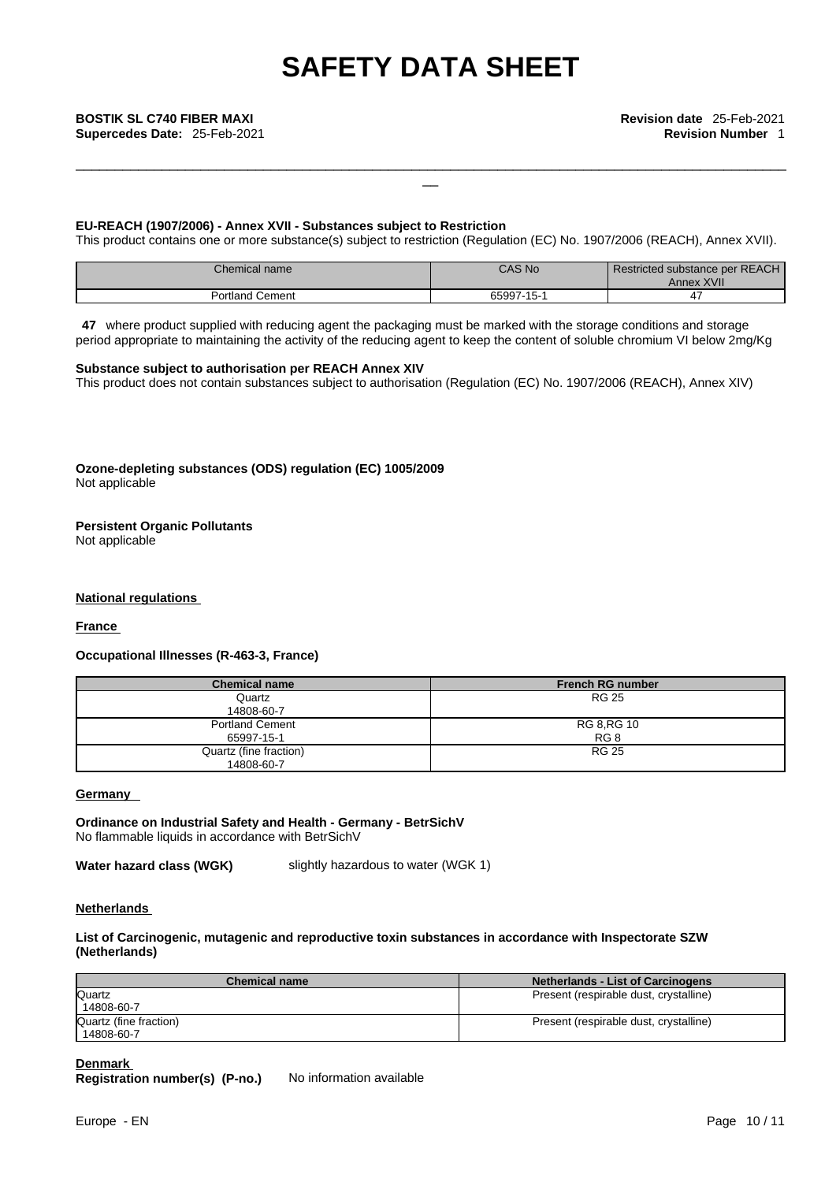#### EU-REACH (1907/2006) - Annex XVII - Substances subject to Restriction

This product contains one or more substance(s) subject to restriction (Regulation (EC) No. 1907/2006 (REACH), Annex XVII).

| Chemical name | CAS No | Restricted substance per REACH Annex XVII |
|---|---|---|
| Portland Cement | 65997-15-1 | 47 |

**47** where product supplied with reducing agent the packaging must be marked with the storage conditions and storage period appropriate to maintaining the activity of the reducing agent to keep the content of soluble chromium VI below 2mg/Kg

#### Substance subject to authorisation per REACH Annex XIV

This product does not contain substances subject to authorisation (Regulation (EC) No. 1907/2006 (REACH), Annex XIV)

#### Ozone-depleting substances (ODS) regulation (EC) 1005/2009

Not applicable

#### Persistent Organic Pollutants

Not applicable

#### National regulations

#### France

#### Occupational Illnesses (R-463-3, France)

| Chemical name | French RG number |
|---|---|
| Quartz<br>14808-60-7 | RG 25 |
| Portland Cement<br>65997-15-1 | RG 8,RG 10<br>RG 8 |
| Quartz (fine fraction)<br>14808-60-7 | RG 25 |

#### Germany

**Ordinance on Industrial Safety and Health - Germany - BetrSichV**
No flammable liquids in accordance with BetrSichV

**Water hazard class (WGK)** slightly hazardous to water (WGK 1)

#### Netherlands

#### List of Carcinogenic, mutagenic and reproductive toxin substances in accordance with Inspectorate SZW (Netherlands)

| Chemical name | Netherlands - List of Carcinogens |
|---|---|
| Quartz<br>14808-60-7 | Present (respirable dust, crystalline) |
| Quartz (fine fraction)<br>14808-60-7 | Present (respirable dust, crystalline) |

#### Denmark

**Registration number(s) (P-no.)** No information available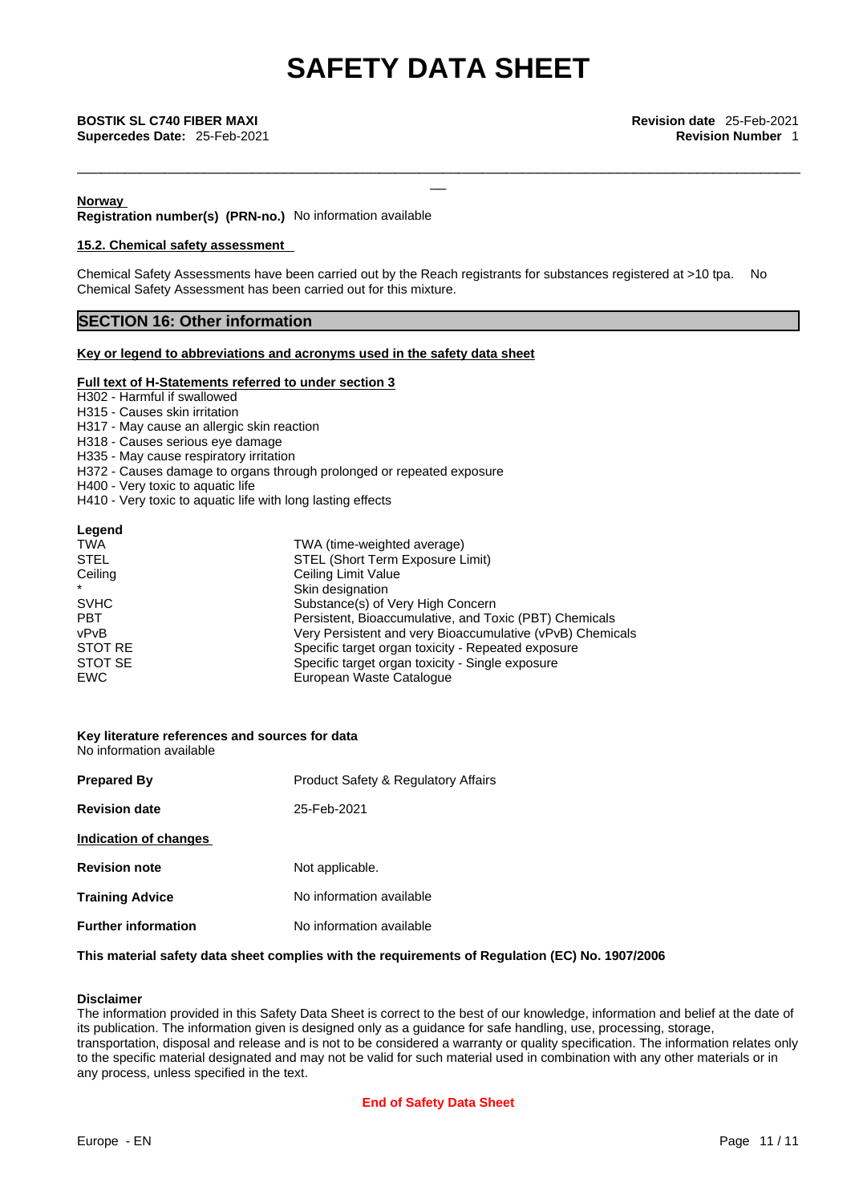**Norway**

**Registration number(s) (PRN-no.)** No information available

**15.2. Chemical safety assessment**

Chemical Safety Assessments have been carried out by the Reach registrants for substances registered at >10 tpa. No Chemical Safety Assessment has been carried out for this mixture.

## SECTION 16: Other information

**Key or legend to abbreviations and acronyms used in the safety data sheet**

**Full text of H-Statements referred to under section 3**

H302 - Harmful if swallowed
H315 - Causes skin irritation
H317 - May cause an allergic skin reaction
H318 - Causes serious eye damage
H335 - May cause respiratory irritation
H372 - Causes damage to organs through prolonged or repeated exposure
H400 - Very toxic to aquatic life
H410 - Very toxic to aquatic life with long lasting effects

**Legend**

| | |
|---|---|
| TWA | TWA (time-weighted average) |
| STEL | STEL (Short Term Exposure Limit) |
| Ceiling | Ceiling Limit Value |
| * | Skin designation |
| SVHC | Substance(s) of Very High Concern |
| PBT | Persistent, Bioaccumulative, and Toxic (PBT) Chemicals |
| vPvB | Very Persistent and very Bioaccumulative (vPvB) Chemicals |
| STOT RE | Specific target organ toxicity - Repeated exposure |
| STOT SE | Specific target organ toxicity - Single exposure |
| EWC | European Waste Catalogue |

**Key literature references and sources for data**
No information available

| | |
|---|---|
| **Prepared By** | Product Safety & Regulatory Affairs |
| **Revision date** | 25-Feb-2021 |

**Indication of changes**

| | |
|---|---|
| **Revision note** | Not applicable. |
| **Training Advice** | No information available |
| **Further information** | No information available |

**This material safety data sheet complies with the requirements of Regulation (EC) No. 1907/2006**

**Disclaimer**

The information provided in this Safety Data Sheet is correct to the best of our knowledge, information and belief at the date of its publication. The information given is designed only as a guidance for safe handling, use, processing, storage, transportation, disposal and release and is not to be considered a warranty or quality specification. The information relates only to the specific material designated and may not be valid for such material used in combination with any other materials or in any process, unless specified in the text.

**End of Safety Data Sheet**